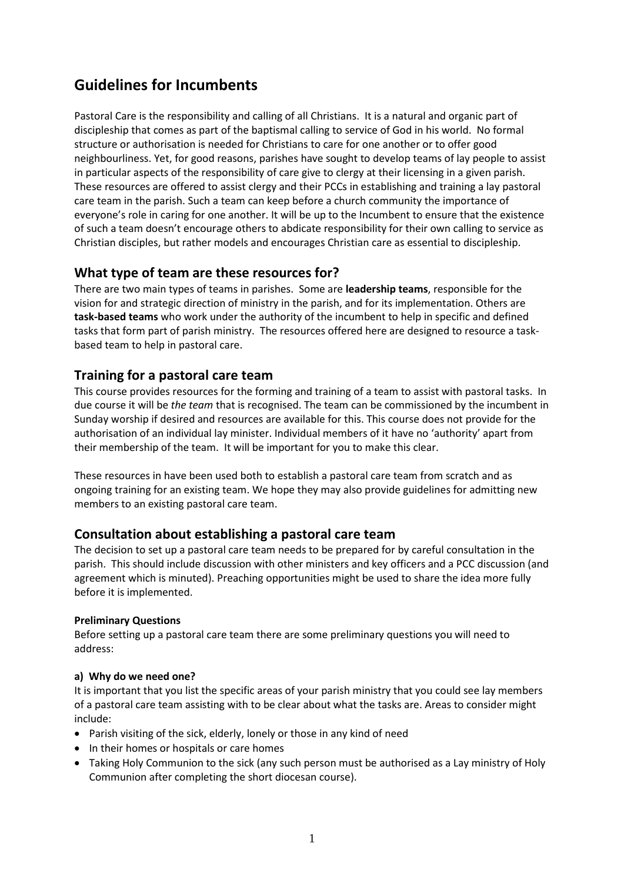# Guidelines for Incumbents

Pastoral Care is the responsibility and calling of all Christians. It is a natural and organic part of discipleship that comes as part of the baptismal calling to service of God in his world. No formal structure or authorisation is needed for Christians to care for one another or to offer good neighbourliness. Yet, for good reasons, parishes have sought to develop teams of lay people to assist in particular aspects of the responsibility of care give to clergy at their licensing in a given parish. These resources are offered to assist clergy and their PCCs in establishing and training a lay pastoral care team in the parish. Such a team can keep before a church community the importance of everyone's role in caring for one another. It will be up to the Incumbent to ensure that the existence of such a team doesn't encourage others to abdicate responsibility for their own calling to service as Christian disciples, but rather models and encourages Christian care as essential to discipleship.

## What type of team are these resources for?

There are two main types of teams in parishes. Some are **leadership teams**, responsible for the vision for and strategic direction of ministry in the parish, and for its implementation. Others are **task-based teams** who work under the authority of the incumbent to help in specific and defined tasks that form part of parish ministry. The resources offered here are designed to resource a task-based team to help in pastoral care.

## Training for a pastoral care team

This course provides resources for the forming and training of a team to assist with pastoral tasks. In due course it will be *the team* that is recognised. The team can be commissioned by the incumbent in Sunday worship if desired and resources are available for this. This course does not provide for the authorisation of an individual lay minister. Individual members of it have no 'authority' apart from their membership of the team. It will be important for you to make this clear.

These resources in have been used both to establish a pastoral care team from scratch and as ongoing training for an existing team. We hope they may also provide guidelines for admitting new members to an existing pastoral care team.

## Consultation about establishing a pastoral care team

The decision to set up a pastoral care team needs to be prepared for by careful consultation in the parish. This should include discussion with other ministers and key officers and a PCC discussion (and agreement which is minuted). Preaching opportunities might be used to share the idea more fully before it is implemented.

**Preliminary Questions**

Before setting up a pastoral care team there are some preliminary questions you will need to address:

**a) Why do we need one?**

It is important that you list the specific areas of your parish ministry that you could see lay members of a pastoral care team assisting with to be clear about what the tasks are. Areas to consider might include:

- Parish visiting of the sick, elderly, lonely or those in any kind of need
- In their homes or hospitals or care homes
- Taking Holy Communion to the sick (any such person must be authorised as a Lay ministry of Holy Communion after completing the short diocesan course).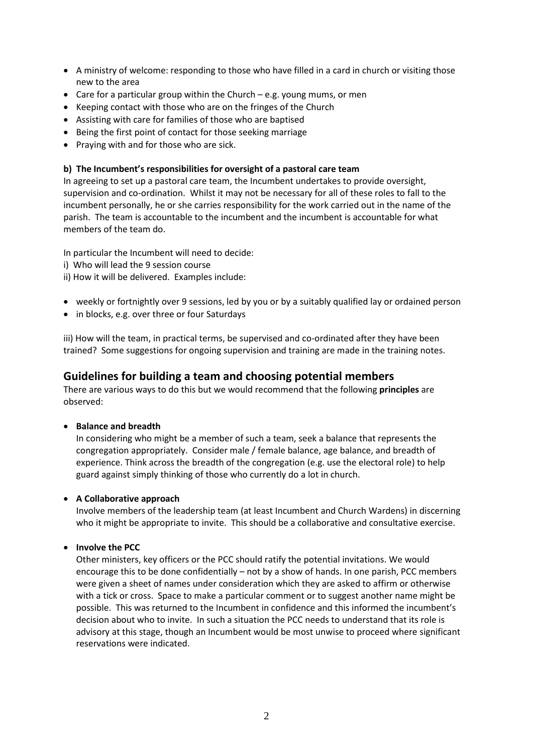- A ministry of welcome: responding to those who have filled in a card in church or visiting those new to the area
- Care for a particular group within the Church – e.g. young mums, or men
- Keeping contact with those who are on the fringes of the Church
- Assisting with care for families of those who are baptised
- Being the first point of contact for those seeking marriage
- Praying with and for those who are sick.

**b) The Incumbent's responsibilities for oversight of a pastoral care team**

In agreeing to set up a pastoral care team, the Incumbent undertakes to provide oversight, supervision and co-ordination. Whilst it may not be necessary for all of these roles to fall to the incumbent personally, he or she carries responsibility for the work carried out in the name of the parish. The team is accountable to the incumbent and the incumbent is accountable for what members of the team do.

In particular the Incumbent will need to decide:

i) Who will lead the 9 session course

ii) How it will be delivered. Examples include:

- weekly or fortnightly over 9 sessions, led by you or by a suitably qualified lay or ordained person
- in blocks, e.g. over three or four Saturdays

iii) How will the team, in practical terms, be supervised and co-ordinated after they have been trained? Some suggestions for ongoing supervision and training are made in the training notes.

## Guidelines for building a team and choosing potential members

There are various ways to do this but we would recommend that the following **principles** are observed:

- **Balance and breadth**

  In considering who might be a member of such a team, seek a balance that represents the congregation appropriately. Consider male / female balance, age balance, and breadth of experience. Think across the breadth of the congregation (e.g. use the electoral role) to help guard against simply thinking of those who currently do a lot in church.

- **A Collaborative approach**

  Involve members of the leadership team (at least Incumbent and Church Wardens) in discerning who it might be appropriate to invite. This should be a collaborative and consultative exercise.

- **Involve the PCC**

  Other ministers, key officers or the PCC should ratify the potential invitations. We would encourage this to be done confidentially – not by a show of hands. In one parish, PCC members were given a sheet of names under consideration which they are asked to affirm or otherwise with a tick or cross. Space to make a particular comment or to suggest another name might be possible. This was returned to the Incumbent in confidence and this informed the incumbent's decision about who to invite. In such a situation the PCC needs to understand that its role is advisory at this stage, though an Incumbent would be most unwise to proceed where significant reservations were indicated.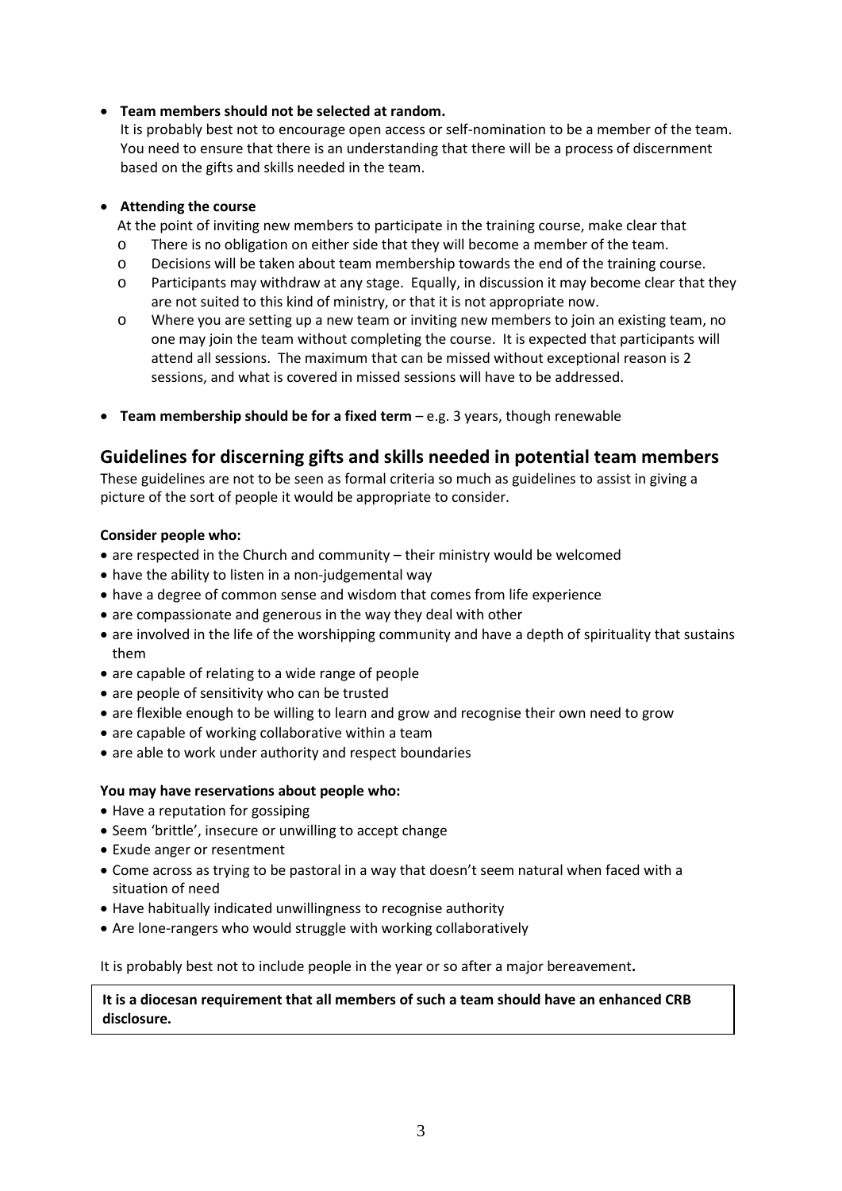- **Team members should not be selected at random.**
  It is probably best not to encourage open access or self-nomination to be a member of the team. You need to ensure that there is an understanding that there will be a process of discernment based on the gifts and skills needed in the team.

- **Attending the course**
  At the point of inviting new members to participate in the training course, make clear that
  - There is no obligation on either side that they will become a member of the team.
  - Decisions will be taken about team membership towards the end of the training course.
  - Participants may withdraw at any stage. Equally, in discussion it may become clear that they are not suited to this kind of ministry, or that it is not appropriate now.
  - Where you are setting up a new team or inviting new members to join an existing team, no one may join the team without completing the course. It is expected that participants will attend all sessions. The maximum that can be missed without exceptional reason is 2 sessions, and what is covered in missed sessions will have to be addressed.

- **Team membership should be for a fixed term** – e.g. 3 years, though renewable

## Guidelines for discerning gifts and skills needed in potential team members

These guidelines are not to be seen as formal criteria so much as guidelines to assist in giving a picture of the sort of people it would be appropriate to consider.

**Consider people who:**

- are respected in the Church and community – their ministry would be welcomed
- have the ability to listen in a non-judgemental way
- have a degree of common sense and wisdom that comes from life experience
- are compassionate and generous in the way they deal with other
- are involved in the life of the worshipping community and have a depth of spirituality that sustains them
- are capable of relating to a wide range of people
- are people of sensitivity who can be trusted
- are flexible enough to be willing to learn and grow and recognise their own need to grow
- are capable of working collaborative within a team
- are able to work under authority and respect boundaries

**You may have reservations about people who:**

- Have a reputation for gossiping
- Seem 'brittle', insecure or unwilling to accept change
- Exude anger or resentment
- Come across as trying to be pastoral in a way that doesn't seem natural when faced with a situation of need
- Have habitually indicated unwillingness to recognise authority
- Are lone-rangers who would struggle with working collaboratively

It is probably best not to include people in the year or so after a major bereavement**.**

**It is a diocesan requirement that all members of such a team should have an enhanced CRB disclosure.**